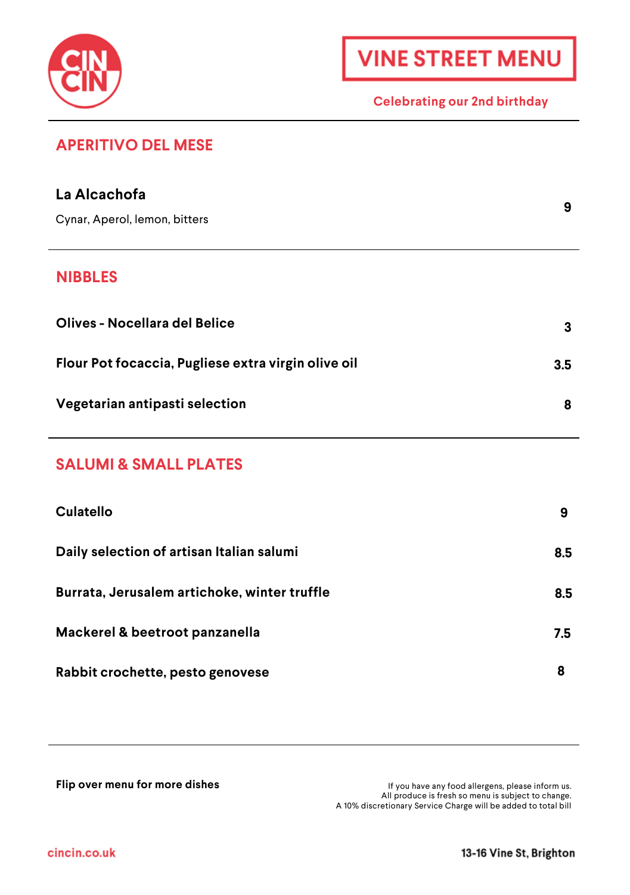CIN CIN

# VINE STREET MENU

Celebrating our 2nd birthday

## APERITIVO DEL MESE

**La Alcachofa** — **9**
Cynar, Aperol, lemon, bitters

## NIBBLES

| Item | Price |
| --- | --- |
| **Olives - Nocellara del Belice** | **3** |
| **Flour Pot focaccia, Pugliese extra virgin olive oil** | **3.5** |
| **Vegetarian antipasti selection** | **8** |

## SALUMI & SMALL PLATES

| Item | Price |
| --- | --- |
| **Culatello** | **9** |
| **Daily selection of artisan Italian salumi** | **8.5** |
| **Burrata, Jerusalem artichoke, winter truffle** | **8.5** |
| **Mackerel & beetroot panzanella** | **7.5** |
| **Rabbit crochette, pesto genovese** | **8** |

**Flip over menu for more dishes**

If you have any food allergens, please inform us.
All produce is fresh so menu is subject to change.
A 10% discretionary Service Charge will be added to total bill

cincin.co.uk

13-16 Vine St, Brighton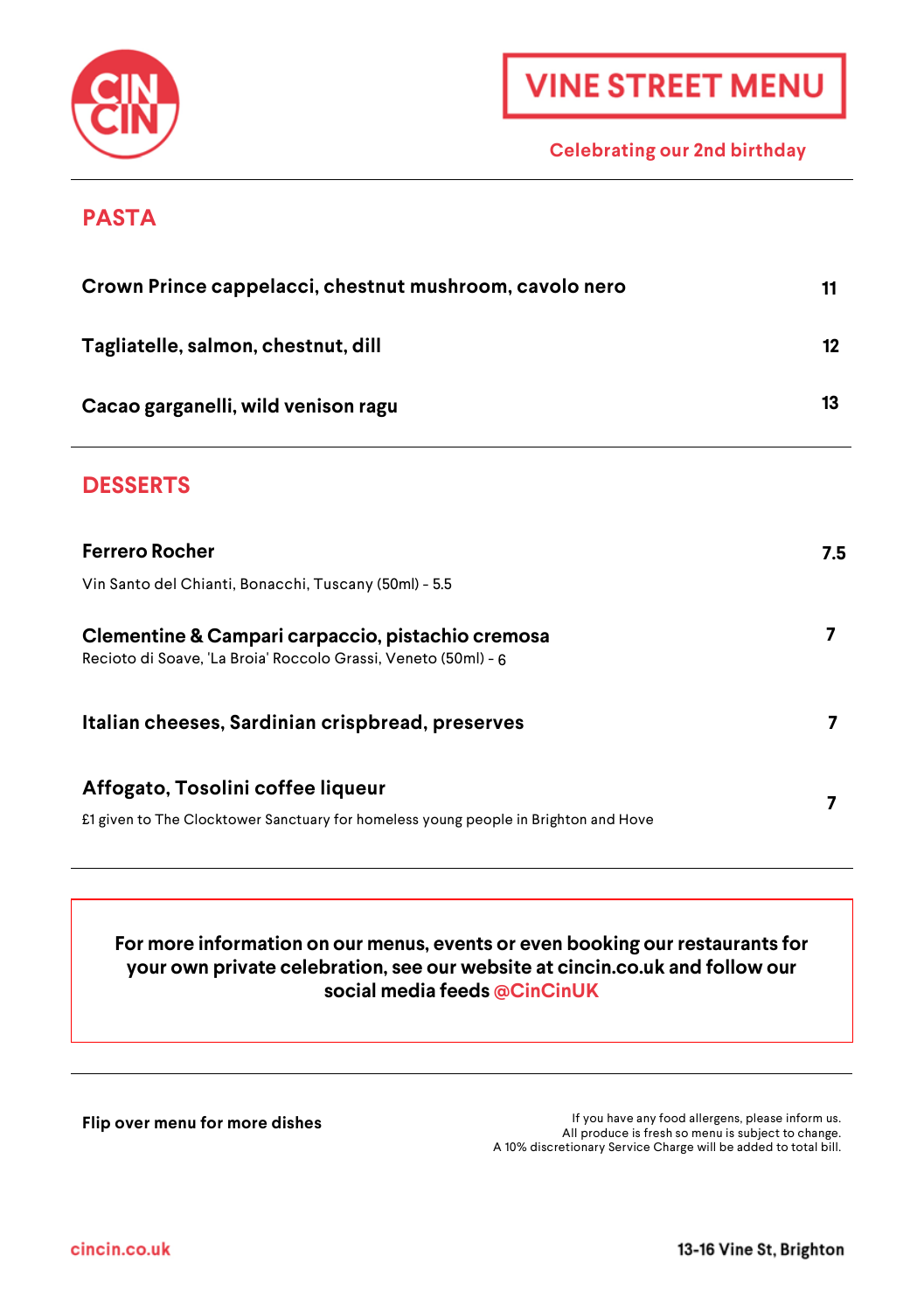CIN CIN

# VINE STREET MENU

Celebrating our 2nd birthday

## PASTA

**Crown Prince cappelacci, chestnut mushroom, cavolo nero** 11

**Tagliatelle, salmon, chestnut, dill** 12

**Cacao garganelli, wild venison ragu** 13

## DESSERTS

**Ferrero Rocher** 7.5

Vin Santo del Chianti, Bonacchi, Tuscany (50ml) - 5.5

**Clementine & Campari carpaccio, pistachio cremosa** 7

Recioto di Soave, 'La Broia' Roccolo Grassi, Veneto (50ml) - 6

**Italian cheeses, Sardinian crispbread, preserves** 7

**Affogato, Tosolini coffee liqueur** 7

£1 given to The Clocktower Sanctuary for homeless young people in Brighton and Hove

**For more information on our menus, events or even booking our restaurants for your own private celebration, see our website at cincin.co.uk and follow our social media feeds @CinCinUK**

**Flip over menu for more dishes**

If you have any food allergens, please inform us.
All produce is fresh so menu is subject to change.
A 10% discretionary Service Charge will be added to total bill.

cincin.co.uk

13-16 Vine St, Brighton